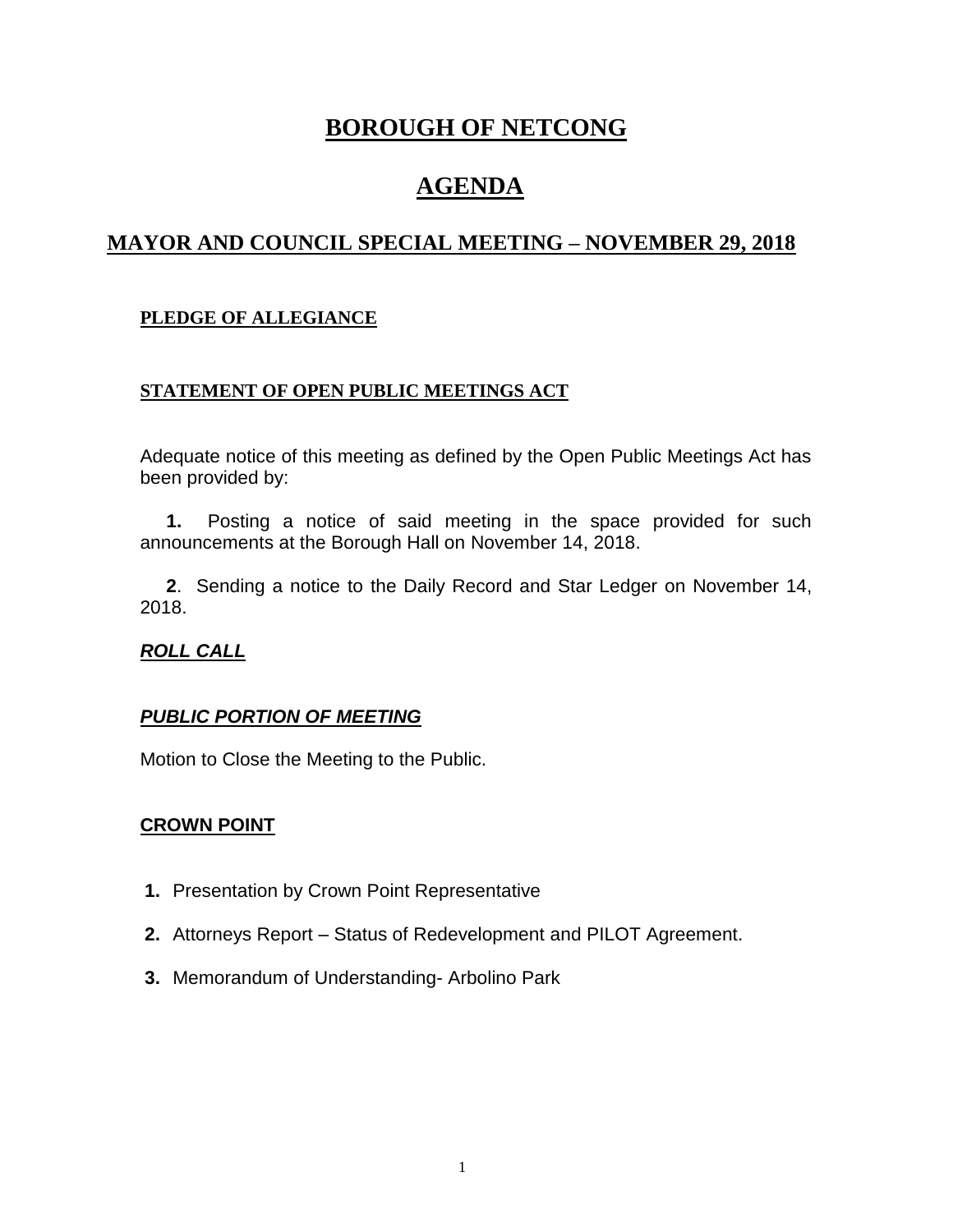# BOROUGH OF NETCONG

# AGENDA

## MAYOR AND COUNCIL SPECIAL MEETING – NOVEMBER 29, 2018

**PLEDGE OF ALLEGIANCE**

**STATEMENT OF OPEN PUBLIC MEETINGS ACT**

Adequate notice of this meeting as defined by the Open Public Meetings Act has been provided by:

**1.** Posting a notice of said meeting in the space provided for such announcements at the Borough Hall on November 14, 2018.

**2**. Sending a notice to the Daily Record and Star Ledger on November 14, 2018.

***ROLL CALL***

***PUBLIC PORTION OF MEETING***

Motion to Close the Meeting to the Public.

**CROWN POINT**

1. Presentation by Crown Point Representative
2. Attorneys Report – Status of Redevelopment and PILOT Agreement.
3. Memorandum of Understanding- Arbolino Park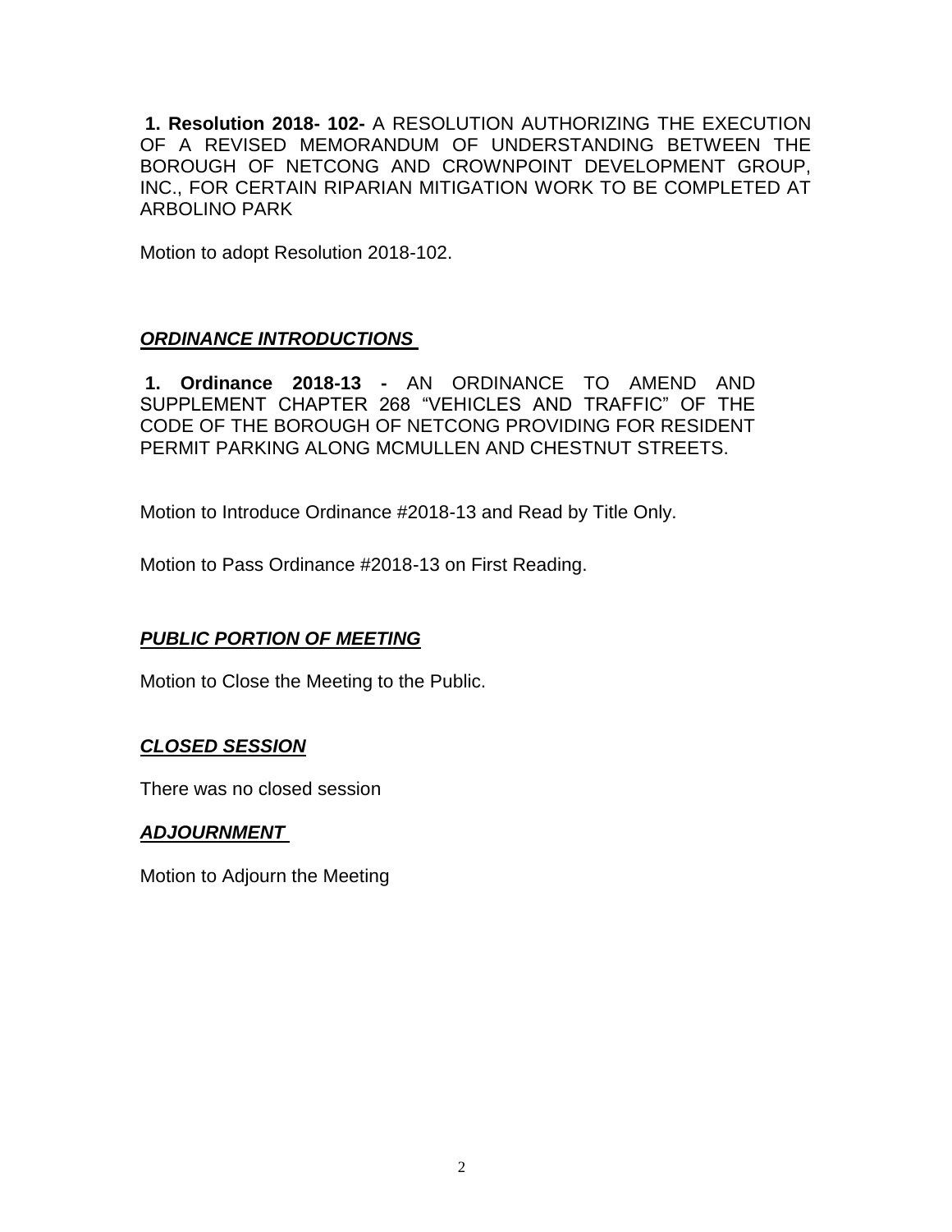**1. Resolution 2018- 102-** A RESOLUTION AUTHORIZING THE EXECUTION OF A REVISED MEMORANDUM OF UNDERSTANDING BETWEEN THE BOROUGH OF NETCONG AND CROWNPOINT DEVELOPMENT GROUP, INC., FOR CERTAIN RIPARIAN MITIGATION WORK TO BE COMPLETED AT ARBOLINO PARK

Motion to adopt Resolution 2018-102.

***ORDINANCE INTRODUCTIONS***

**1. Ordinance 2018-13 -** AN ORDINANCE TO AMEND AND SUPPLEMENT CHAPTER 268 "VEHICLES AND TRAFFIC" OF THE CODE OF THE BOROUGH OF NETCONG PROVIDING FOR RESIDENT PERMIT PARKING ALONG MCMULLEN AND CHESTNUT STREETS.

Motion to Introduce Ordinance #2018-13 and Read by Title Only.

Motion to Pass Ordinance #2018-13 on First Reading.

***PUBLIC PORTION OF MEETING***

Motion to Close the Meeting to the Public.

***CLOSED SESSION***

There was no closed session

***ADJOURNMENT***

Motion to Adjourn the Meeting